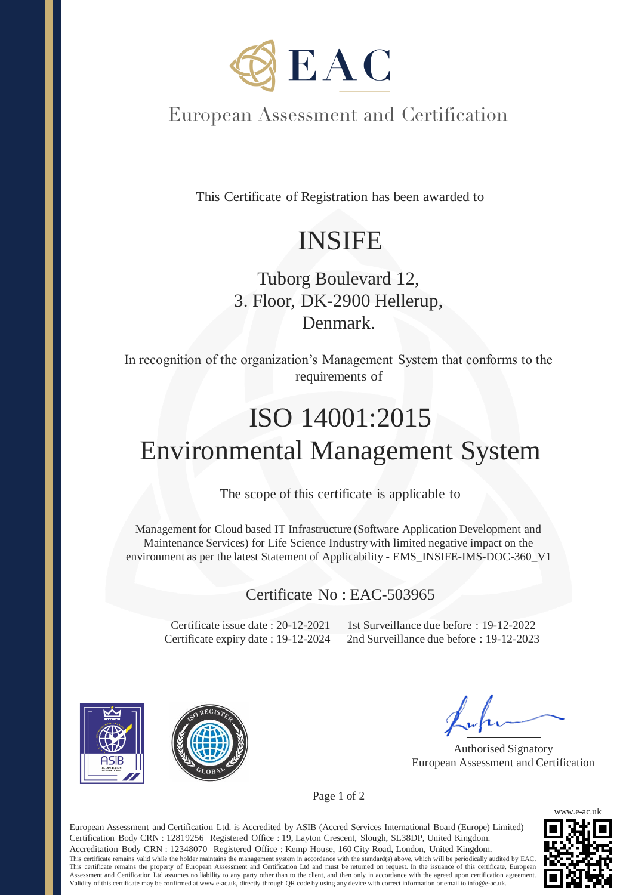# EAC

European Assessment and Certification

This Certificate of Registration has been awarded to

# INSIFE

Tuborg Boulevard 12,
3. Floor, DK-2900 Hellerup,
Denmark.

In recognition of the organization's Management System that conforms to the requirements of

# ISO 14001:2015
# Environmental Management System

The scope of this certificate is applicable to

Management for Cloud based IT Infrastructure (Software Application Development and Maintenance Services) for Life Science Industry with limited negative impact on the environment as per the latest Statement of Applicability - EMS_INSIFE-IMS-DOC-360_V1

## Certificate No : EAC-503965

Certificate issue date : 20-12-2021
Certificate expiry date : 19-12-2024

1st Surveillance due before : 19-12-2022
2nd Surveillance due before : 19-12-2023

Authorised Signatory
European Assessment and Certification

www.e-ac.uk

European Assessment and Certification Ltd. is Accredited by ASIB (Accred Services International Board (Europe) Limited)
Certification Body CRN : 12819256 Registered Office : 19, Layton Crescent, Slough, SL38DP, United Kingdom.
Accreditation Body CRN : 12348070 Registered Office : Kemp House, 160 City Road, London, United Kingdom.
This certificate remains valid while the holder maintains the management system in accordance with the standard(s) above, which will be periodically audited by EAC. This certificate remains the property of European Assessment and Certification Ltd and must be returned on request. In the issuance of this certificate, European Assessment and Certification Ltd assumes no liability to any party other than to the client, and then only in accordance with the agreed upon certification agreement. Validity of this certificate may be confirmed at www.e-ac.uk, directly through QR code by using any device with correct information or email to info@e-ac.uk.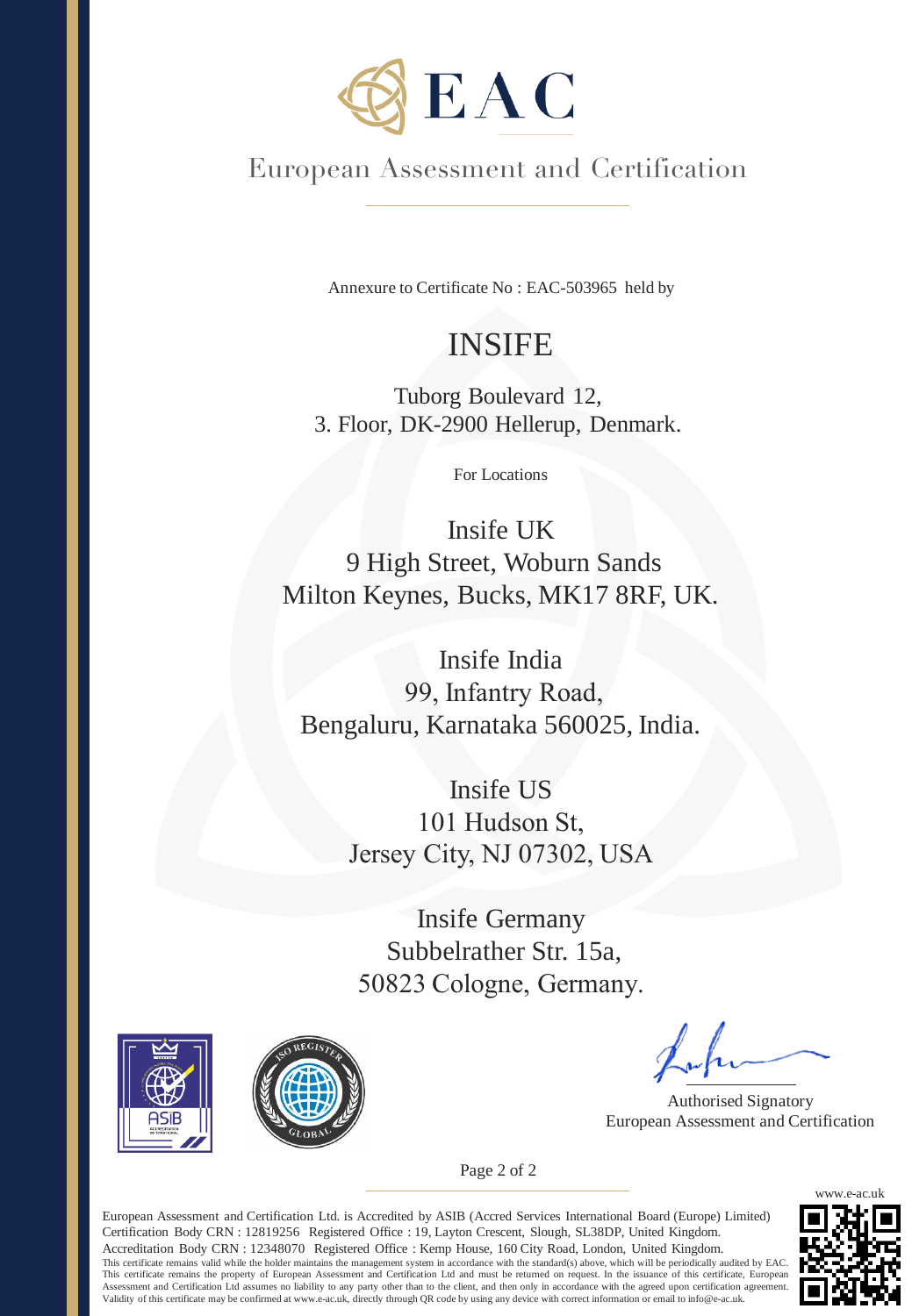# EAC

## European Assessment and Certification

Annexure to Certificate No : EAC-503965 held by

# INSIFE

Tuborg Boulevard 12,
3. Floor, DK-2900 Hellerup, Denmark.

For Locations

Insife UK
9 High Street, Woburn Sands
Milton Keynes, Bucks, MK17 8RF, UK.

Insife India
99, Infantry Road,
Bengaluru, Karnataka 560025, India.

Insife US
101 Hudson St,
Jersey City, NJ 07302, USA

Insife Germany
Subbelrather Str. 15a,
50823 Cologne, Germany.

Authorised Signatory
European Assessment and Certification

www.e-ac.uk

European Assessment and Certification Ltd. is Accredited by ASIB (Accred Services International Board (Europe) Limited)
Certification Body CRN : 12819256 Registered Office : 19, Layton Crescent, Slough, SL38DP, United Kingdom.
Accreditation Body CRN : 12348070 Registered Office : Kemp House, 160 City Road, London, United Kingdom.
This certificate remains valid while the holder maintains the management system in accordance with the standard(s) above, which will be periodically audited by EAC. This certificate remains the property of European Assessment and Certification Ltd and must be returned on request. In the issuance of this certificate, European Assessment and Certification Ltd assumes no liability to any party other than to the client, and then only in accordance with the agreed upon certification agreement. Validity of this certificate may be confirmed at www.e-ac.uk, directly through QR code by using any device with correct information or email to info@e-ac.uk.